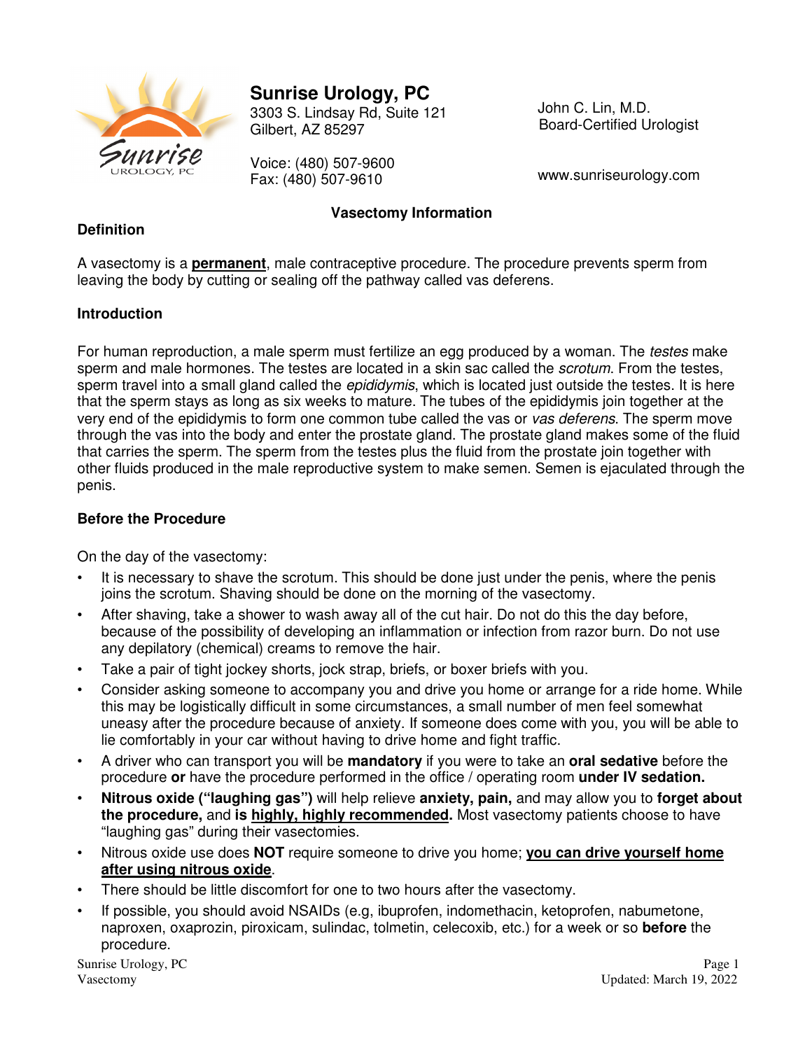# Sunrise Urology, PC

3303 S. Lindsay Rd, Suite 121
Gilbert, AZ 85297

Voice: (480) 507-9600
Fax: (480) 507-9610

John C. Lin, M.D.
Board-Certified Urologist

www.sunriseurology.com

## Vasectomy Information

### Definition

A vasectomy is a **permanent**, male contraceptive procedure. The procedure prevents sperm from leaving the body by cutting or sealing off the pathway called vas deferens.

### Introduction

For human reproduction, a male sperm must fertilize an egg produced by a woman. The *testes* make sperm and male hormones. The testes are located in a skin sac called the *scrotum*. From the testes, sperm travel into a small gland called the *epididymis*, which is located just outside the testes. It is here that the sperm stays as long as six weeks to mature. The tubes of the epididymis join together at the very end of the epididymis to form one common tube called the vas or *vas deferens*. The sperm move through the vas into the body and enter the prostate gland. The prostate gland makes some of the fluid that carries the sperm. The sperm from the testes plus the fluid from the prostate join together with other fluids produced in the male reproductive system to make semen. Semen is ejaculated through the penis.

### Before the Procedure

On the day of the vasectomy:

- It is necessary to shave the scrotum. This should be done just under the penis, where the penis joins the scrotum. Shaving should be done on the morning of the vasectomy.
- After shaving, take a shower to wash away all of the cut hair. Do not do this the day before, because of the possibility of developing an inflammation or infection from razor burn. Do not use any depilatory (chemical) creams to remove the hair.
- Take a pair of tight jockey shorts, jock strap, briefs, or boxer briefs with you.
- Consider asking someone to accompany you and drive you home or arrange for a ride home. While this may be logistically difficult in some circumstances, a small number of men feel somewhat uneasy after the procedure because of anxiety. If someone does come with you, you will be able to lie comfortably in your car without having to drive home and fight traffic.
- A driver who can transport you will be **mandatory** if you were to take an **oral sedative** before the procedure **or** have the procedure performed in the office / operating room **under IV sedation.**
- **Nitrous oxide ("laughing gas")** will help relieve **anxiety, pain,** and may allow you to **forget about the procedure,** and **is highly, highly recommended.** Most vasectomy patients choose to have "laughing gas" during their vasectomies.
- Nitrous oxide use does **NOT** require someone to drive you home; **you can drive yourself home after using nitrous oxide**.
- There should be little discomfort for one to two hours after the vasectomy.
- If possible, you should avoid NSAIDs (e.g, ibuprofen, indomethacin, ketoprofen, nabumetone, naproxen, oxaprozin, piroxicam, sulindac, tolmetin, celecoxib, etc.) for a week or so **before** the procedure.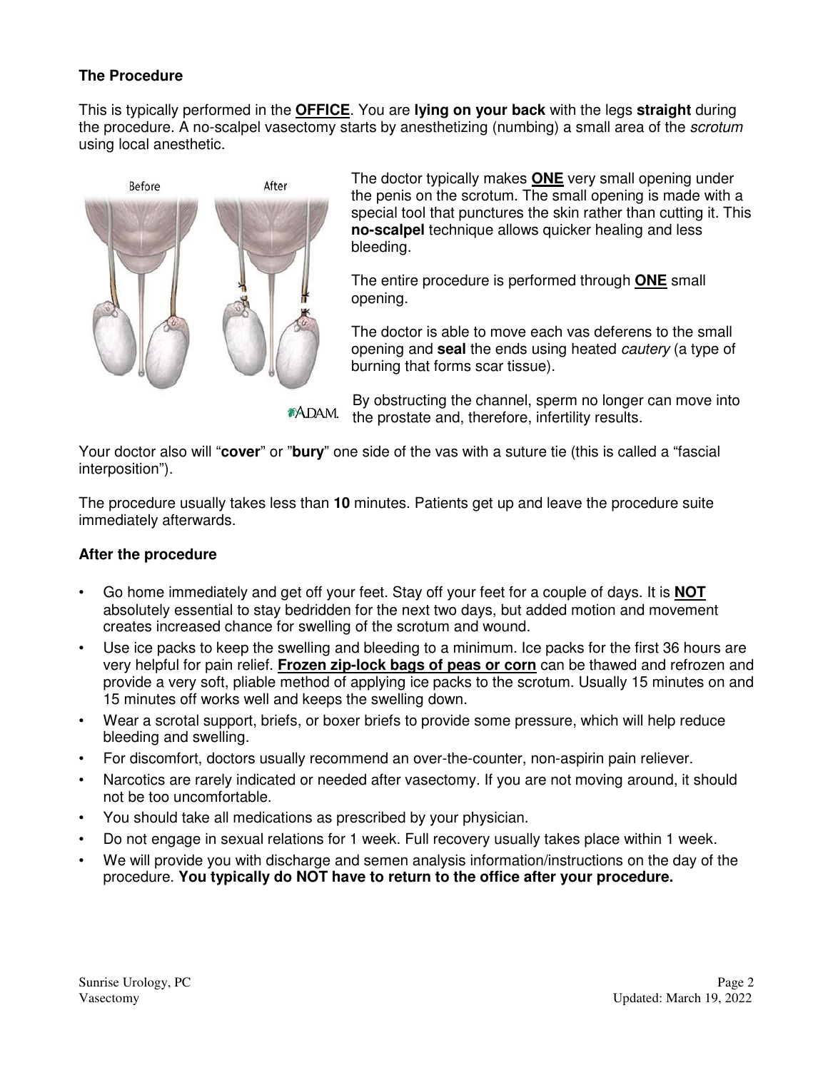## The Procedure

This is typically performed in the **OFFICE**. You are **lying on your back** with the legs **straight** during the procedure. A no-scalpel vasectomy starts by anesthetizing (numbing) a small area of the *scrotum* using local anesthetic.

The doctor typically makes **ONE** very small opening under the penis on the scrotum. The small opening is made with a special tool that punctures the skin rather than cutting it. This **no-scalpel** technique allows quicker healing and less bleeding.

The entire procedure is performed through **ONE** small opening.

The doctor is able to move each vas deferens to the small opening and **seal** the ends using heated *cautery* (a type of burning that forms scar tissue).

By obstructing the channel, sperm no longer can move into the prostate and, therefore, infertility results.

Your doctor also will "**cover**" or "**bury**" one side of the vas with a suture tie (this is called a "fascial interposition").

The procedure usually takes less than **10** minutes. Patients get up and leave the procedure suite immediately afterwards.

## After the procedure

- Go home immediately and get off your feet. Stay off your feet for a couple of days. It is **NOT** absolutely essential to stay bedridden for the next two days, but added motion and movement creates increased chance for swelling of the scrotum and wound.
- Use ice packs to keep the swelling and bleeding to a minimum. Ice packs for the first 36 hours are very helpful for pain relief. **Frozen zip-lock bags of peas or corn** can be thawed and refrozen and provide a very soft, pliable method of applying ice packs to the scrotum. Usually 15 minutes on and 15 minutes off works well and keeps the swelling down.
- Wear a scrotal support, briefs, or boxer briefs to provide some pressure, which will help reduce bleeding and swelling.
- For discomfort, doctors usually recommend an over-the-counter, non-aspirin pain reliever.
- Narcotics are rarely indicated or needed after vasectomy. If you are not moving around, it should not be too uncomfortable.
- You should take all medications as prescribed by your physician.
- Do not engage in sexual relations for 1 week. Full recovery usually takes place within 1 week.
- We will provide you with discharge and semen analysis information/instructions on the day of the procedure. **You typically do NOT have to return to the office after your procedure.**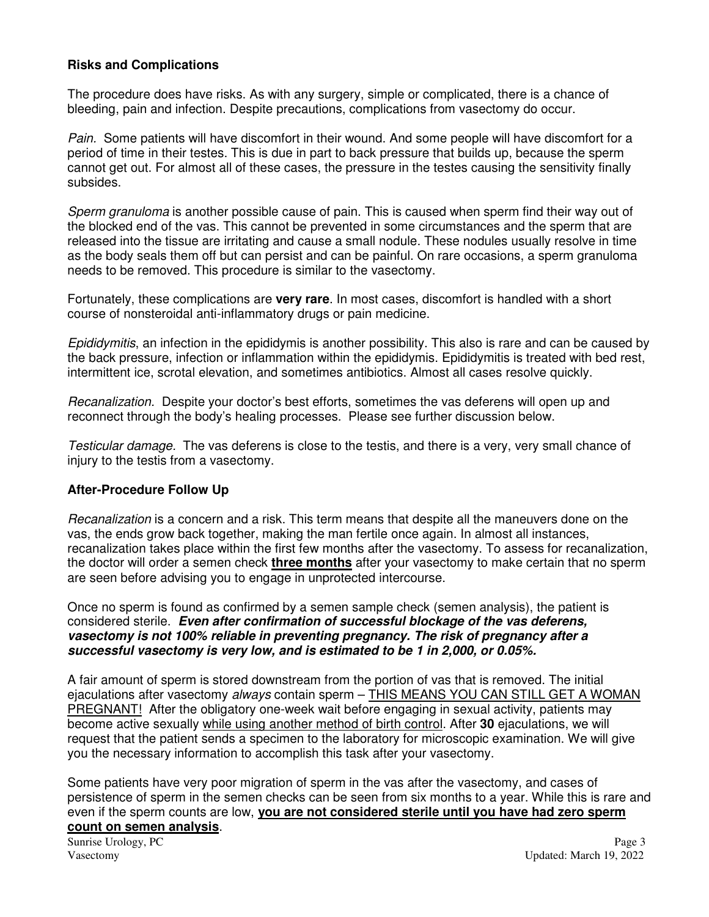### Risks and Complications

The procedure does have risks. As with any surgery, simple or complicated, there is a chance of bleeding, pain and infection. Despite precautions, complications from vasectomy do occur.

*Pain.* Some patients will have discomfort in their wound. And some people will have discomfort for a period of time in their testes. This is due in part to back pressure that builds up, because the sperm cannot get out. For almost all of these cases, the pressure in the testes causing the sensitivity finally subsides.

*Sperm granuloma* is another possible cause of pain. This is caused when sperm find their way out of the blocked end of the vas. This cannot be prevented in some circumstances and the sperm that are released into the tissue are irritating and cause a small nodule. These nodules usually resolve in time as the body seals them off but can persist and can be painful. On rare occasions, a sperm granuloma needs to be removed. This procedure is similar to the vasectomy.

Fortunately, these complications are **very rare**. In most cases, discomfort is handled with a short course of nonsteroidal anti-inflammatory drugs or pain medicine.

*Epididymitis*, an infection in the epididymis is another possibility. This also is rare and can be caused by the back pressure, infection or inflammation within the epididymis. Epididymitis is treated with bed rest, intermittent ice, scrotal elevation, and sometimes antibiotics. Almost all cases resolve quickly.

*Recanalization.* Despite your doctor's best efforts, sometimes the vas deferens will open up and reconnect through the body's healing processes. Please see further discussion below.

*Testicular damage.* The vas deferens is close to the testis, and there is a very, very small chance of injury to the testis from a vasectomy.

### After-Procedure Follow Up

*Recanalization* is a concern and a risk. This term means that despite all the maneuvers done on the vas, the ends grow back together, making the man fertile once again. In almost all instances, recanalization takes place within the first few months after the vasectomy. To assess for recanalization, the doctor will order a semen check <u>**three months**</u> after your vasectomy to make certain that no sperm are seen before advising you to engage in unprotected intercourse.

Once no sperm is found as confirmed by a semen sample check (semen analysis), the patient is considered sterile. ***Even after confirmation of successful blockage of the vas deferens, vasectomy is not 100% reliable in preventing pregnancy. The risk of pregnancy after a successful vasectomy is very low, and is estimated to be 1 in 2,000, or 0.05%.***

A fair amount of sperm is stored downstream from the portion of vas that is removed. The initial ejaculations after vasectomy *always* contain sperm – <u>THIS MEANS YOU CAN STILL GET A WOMAN PREGNANT!</u> After the obligatory one-week wait before engaging in sexual activity, patients may become active sexually <u>while using another method of birth control</u>. After **30** ejaculations, we will request that the patient sends a specimen to the laboratory for microscopic examination. We will give you the necessary information to accomplish this task after your vasectomy.

Some patients have very poor migration of sperm in the vas after the vasectomy, and cases of persistence of sperm in the semen checks can be seen from six months to a year. While this is rare and even if the sperm counts are low, <u>**you are not considered sterile until you have had zero sperm count on semen analysis**</u>.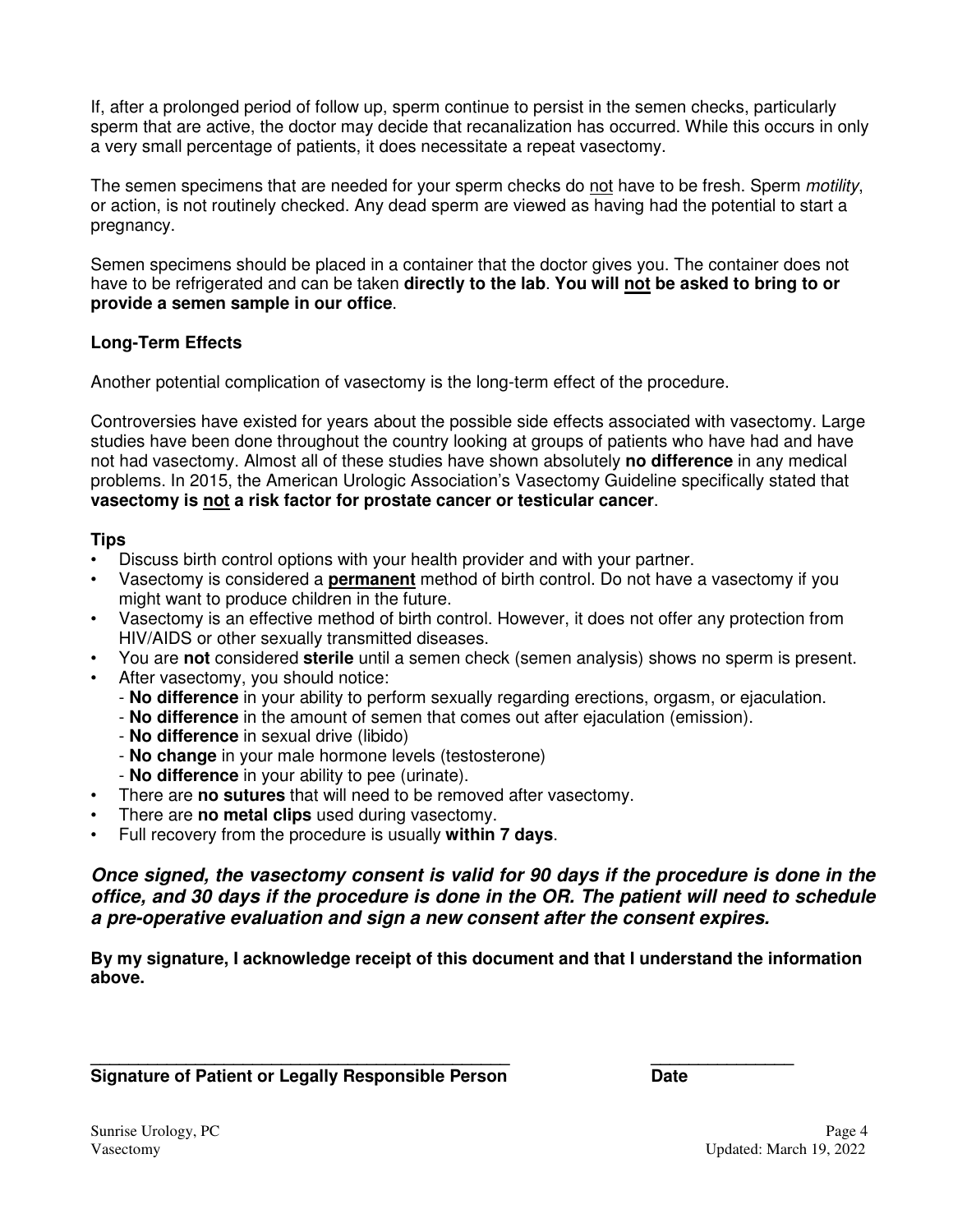If, after a prolonged period of follow up, sperm continue to persist in the semen checks, particularly sperm that are active, the doctor may decide that recanalization has occurred. While this occurs in only a very small percentage of patients, it does necessitate a repeat vasectomy.

The semen specimens that are needed for your sperm checks do <u>not</u> have to be fresh. Sperm *motility*, or action, is not routinely checked. Any dead sperm are viewed as having had the potential to start a pregnancy.

Semen specimens should be placed in a container that the doctor gives you. The container does not have to be refrigerated and can be taken **directly to the lab**. **You will <u>not</u> be asked to bring to or provide a semen sample in our office**.

### Long-Term Effects

Another potential complication of vasectomy is the long-term effect of the procedure.

Controversies have existed for years about the possible side effects associated with vasectomy. Large studies have been done throughout the country looking at groups of patients who have had and have not had vasectomy. Almost all of these studies have shown absolutely **no difference** in any medical problems. In 2015, the American Urologic Association's Vasectomy Guideline specifically stated that **vasectomy is <u>not</u> a risk factor for prostate cancer or testicular cancer**.

### Tips

- Discuss birth control options with your health provider and with your partner.
- Vasectomy is considered a <u>**permanent**</u> method of birth control. Do not have a vasectomy if you might want to produce children in the future.
- Vasectomy is an effective method of birth control. However, it does not offer any protection from HIV/AIDS or other sexually transmitted diseases.
- You are **not** considered **sterile** until a semen check (semen analysis) shows no sperm is present.
- After vasectomy, you should notice:
  - **No difference** in your ability to perform sexually regarding erections, orgasm, or ejaculation.
  - **No difference** in the amount of semen that comes out after ejaculation (emission).
  - **No difference** in sexual drive (libido)
  - **No change** in your male hormone levels (testosterone)
  - **No difference** in your ability to pee (urinate).
- There are **no sutures** that will need to be removed after vasectomy.
- There are **no metal clips** used during vasectomy.
- Full recovery from the procedure is usually **within 7 days**.

***Once signed, the vasectomy consent is valid for 90 days if the procedure is done in the office, and 30 days if the procedure is done in the OR. The patient will need to schedule a pre-operative evaluation and sign a new consent after the consent expires.***

**By my signature, I acknowledge receipt of this document and that I understand the information above.**

_______________________________________________ ________________

**Signature of Patient or Legally Responsible Person** **Date**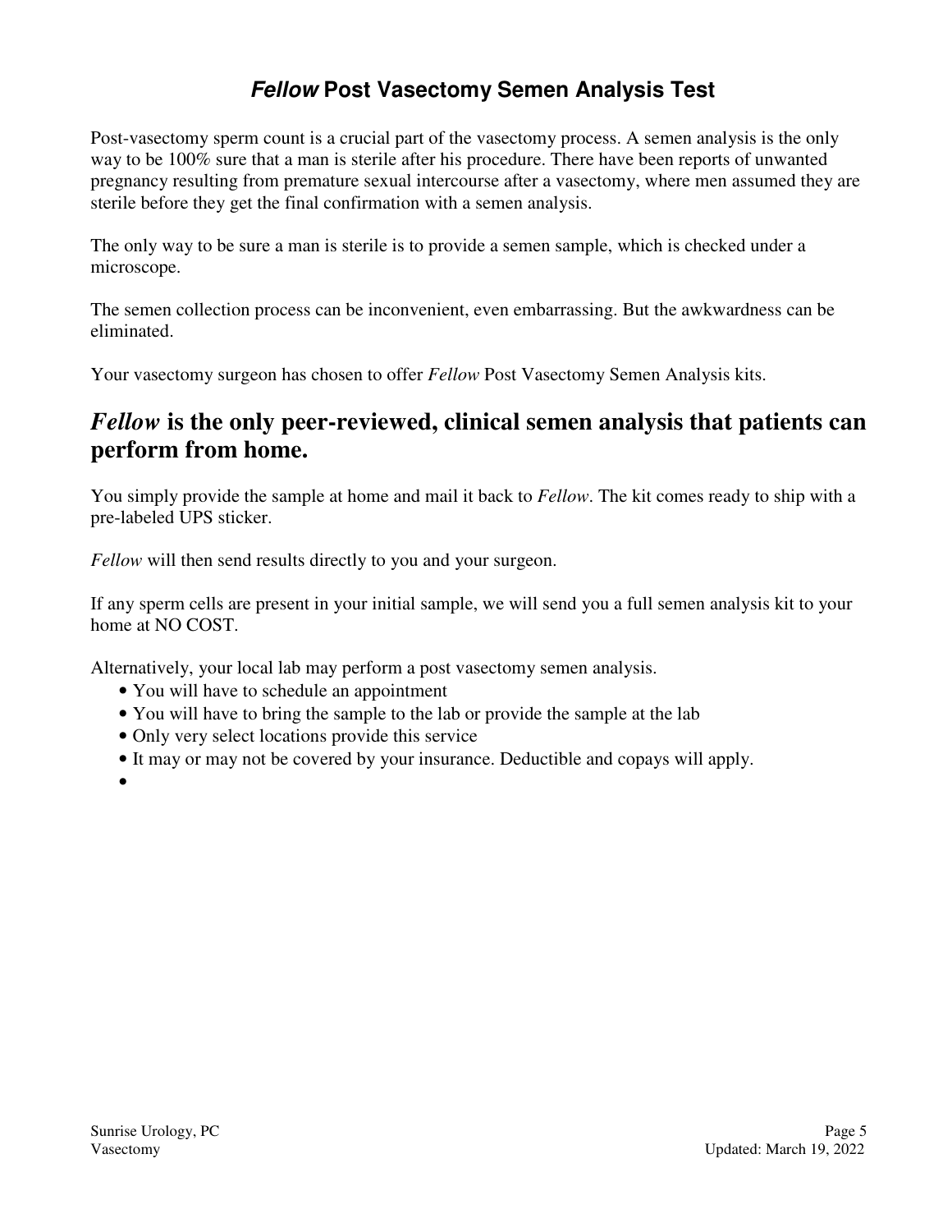# ***Fellow*** **Post Vasectomy Semen Analysis Test**

Post-vasectomy sperm count is a crucial part of the vasectomy process. A semen analysis is the only way to be 100% sure that a man is sterile after his procedure. There have been reports of unwanted pregnancy resulting from premature sexual intercourse after a vasectomy, where men assumed they are sterile before they get the final confirmation with a semen analysis.

The only way to be sure a man is sterile is to provide a semen sample, which is checked under a microscope.

The semen collection process can be inconvenient, even embarrassing. But the awkwardness can be eliminated.

Your vasectomy surgeon has chosen to offer *Fellow* Post Vasectomy Semen Analysis kits.

## ***Fellow*** **is the only peer-reviewed, clinical semen analysis that patients can perform from home.**

You simply provide the sample at home and mail it back to *Fellow*. The kit comes ready to ship with a pre-labeled UPS sticker.

*Fellow* will then send results directly to you and your surgeon.

If any sperm cells are present in your initial sample, we will send you a full semen analysis kit to your home at NO COST.

Alternatively, your local lab may perform a post vasectomy semen analysis.

- You will have to schedule an appointment
- You will have to bring the sample to the lab or provide the sample at the lab
- Only very select locations provide this service
- It may or may not be covered by your insurance. Deductible and copays will apply.
-